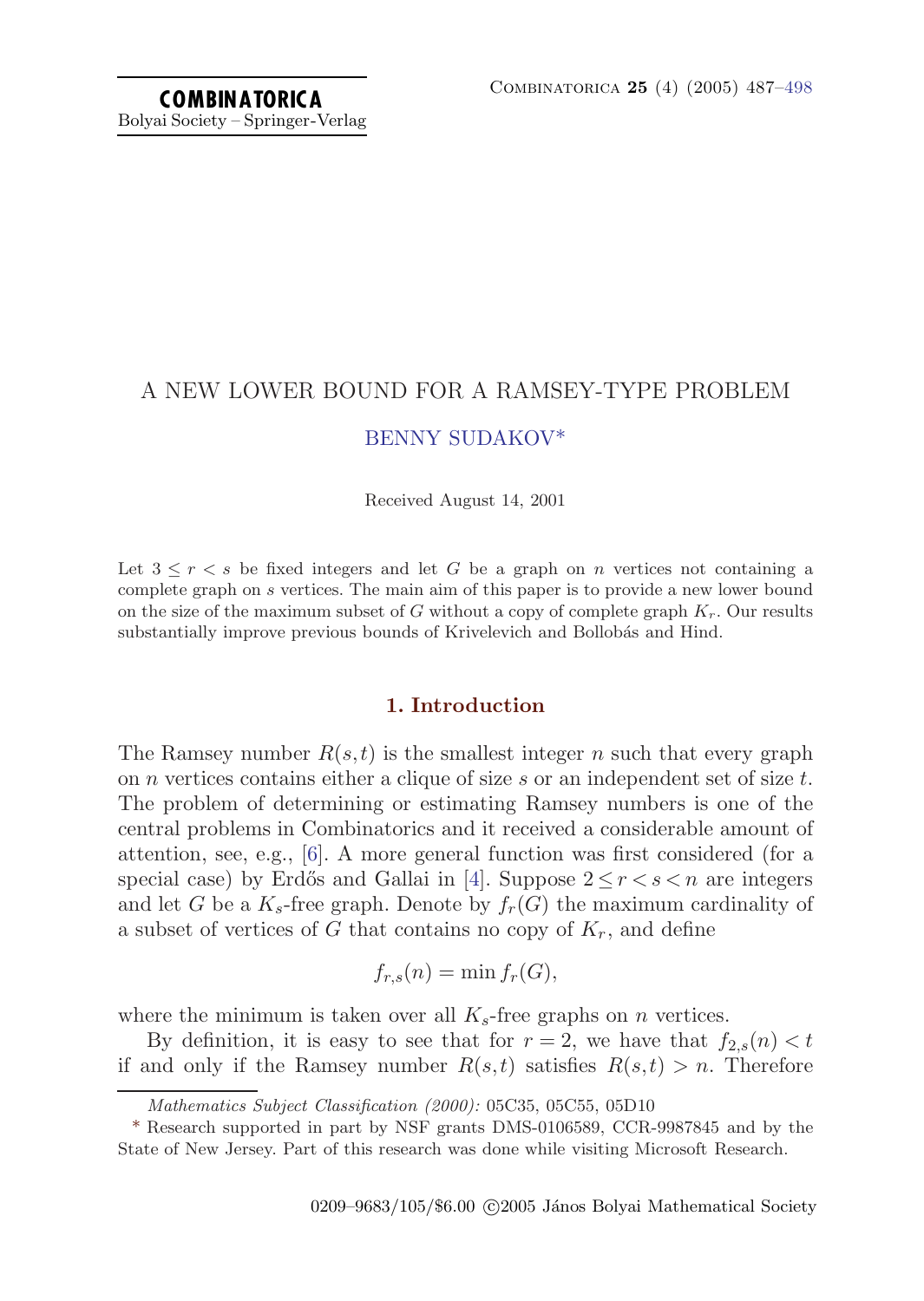# A NEW LOWER BOUND FOR A RAMSEY-TYPE PROBLEM

BENNY SUDAKOV*

Received August 14, 2001

Let $3 \le r < s$ be fixed integers and let $G$ be a graph on $n$ vertices not containing a complete graph on $s$ vertices. The main aim of this paper is to provide a new lower bound on the size of the maximum subset of $G$ without a copy of complete graph $K_r$. Our results substantially improve previous bounds of Krivelevich and Bollobás and Hind.

## 1. Introduction

The Ramsey number $R(s,t)$ is the smallest integer $n$ such that every graph on $n$ vertices contains either a clique of size $s$ or an independent set of size $t$. The problem of determining or estimating Ramsey numbers is one of the central problems in Combinatorics and it received a considerable amount of attention, see, e.g., [6]. A more general function was first considered (for a special case) by Erdős and Gallai in [4]. Suppose $2 \le r < s < n$ are integers and let $G$ be a $K_s$-free graph. Denote by $f_r(G)$ the maximum cardinality of a subset of vertices of $G$ that contains no copy of $K_r$, and define

$$f_{r,s}(n) = \min f_r(G),$$

where the minimum is taken over all $K_s$-free graphs on $n$ vertices.

By definition, it is easy to see that for $r = 2$, we have that $f_{2,s}(n) < t$ if and only if the Ramsey number $R(s,t)$ satisfies $R(s,t) > n$. Therefore

---

*Mathematics Subject Classification (2000):* 05C35, 05C55, 05D10

\* Research supported in part by NSF grants DMS-0106589, CCR-9987845 and by the State of New Jersey. Part of this research was done while visiting Microsoft Research.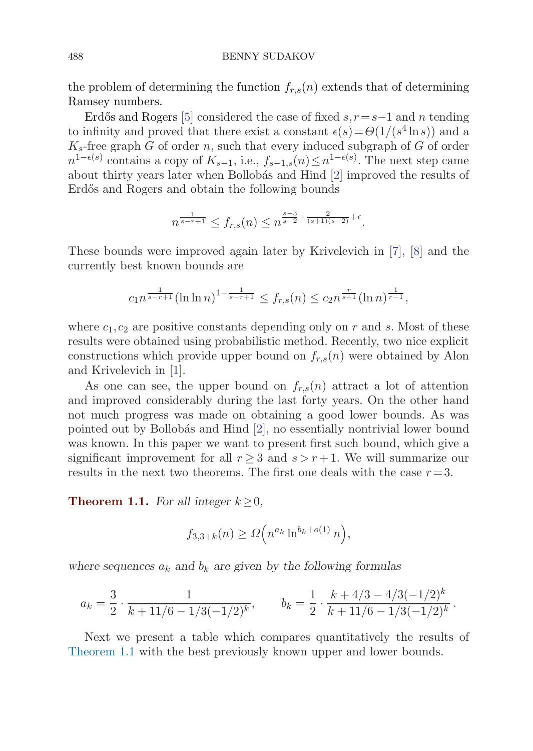the problem of determining the function $f_{r,s}(n)$ extends that of determining Ramsey numbers.

Erdős and Rogers [5] considered the case of fixed $s, r=s-1$ and $n$ tending to infinity and proved that there exist a constant $\epsilon(s)=\Theta(1/(s^4\ln s))$ and a $K_s$-free graph $G$ of order $n$, such that every induced subgraph of $G$ of order $n^{1-\epsilon(s)}$ contains a copy of $K_{s-1}$, i.e., $f_{s-1,s}(n)\le n^{1-\epsilon(s)}$. The next step came about thirty years later when Bollobás and Hind [2] improved the results of Erdős and Rogers and obtain the following bounds

$$n^{\frac{1}{s-r+1}} \le f_{r,s}(n) \le n^{\frac{s-3}{s-2}+\frac{2}{(s+1)(s-2)}+\epsilon}.$$

These bounds were improved again later by Krivelevich in [7], [8] and the currently best known bounds are

$$c_1 n^{\frac{1}{s-r+1}}(\ln\ln n)^{1-\frac{1}{s-r+1}} \le f_{r,s}(n) \le c_2 n^{\frac{r}{s+1}}(\ln n)^{\frac{1}{r-1}},$$

where $c_1, c_2$ are positive constants depending only on $r$ and $s$. Most of these results were obtained using probabilistic method. Recently, two nice explicit constructions which provide upper bound on $f_{r,s}(n)$ were obtained by Alon and Krivelevich in [1].

As one can see, the upper bound on $f_{r,s}(n)$ attract a lot of attention and improved considerably during the last forty years. On the other hand not much progress was made on obtaining a good lower bounds. As was pointed out by Bollobás and Hind [2], no essentially nontrivial lower bound was known. In this paper we want to present first such bound, which give a significant improvement for all $r\ge 3$ and $s>r+1$. We will summarize our results in the next two theorems. The first one deals with the case $r=3$.

**Theorem 1.1.** *For all integer $k\ge 0$,*

$$f_{3,3+k}(n) \ge \Omega\Big(n^{a_k}\ln^{b_k+o(1)} n\Big),$$

*where sequences $a_k$ and $b_k$ are given by the following formulas*

$$a_k = \frac{3}{2}\cdot\frac{1}{k+11/6-1/3(-1/2)^k}, \qquad b_k = \frac{1}{2}\cdot\frac{k+4/3-4/3(-1/2)^k}{k+11/6-1/3(-1/2)^k}.$$

Next we present a table which compares quantitatively the results of Theorem 1.1 with the best previously known upper and lower bounds.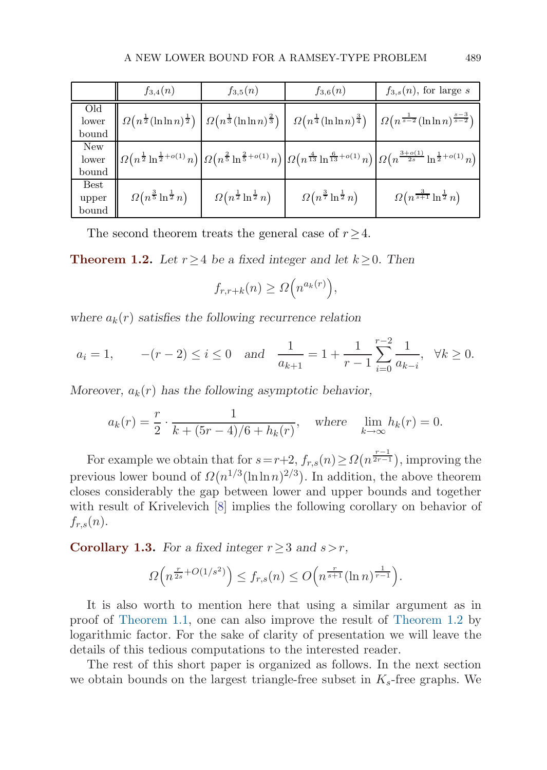| | $f_{3,4}(n)$ | $f_{3,5}(n)$ | $f_{3,6}(n)$ | $f_{3,s}(n)$, for large $s$ |
|---|---|---|---|---|
| Old lower bound | $\Omega\Big(n^{\frac{1}{2}}(\ln\ln n)^{\frac{1}{2}}\Big)$ | $\Omega\Big(n^{\frac{1}{3}}(\ln\ln n)^{\frac{2}{3}}\Big)$ | $\Omega\Big(n^{\frac{1}{4}}(\ln\ln n)^{\frac{3}{4}}\Big)$ | $\Omega\Big(n^{\frac{1}{s-2}}(\ln\ln n)^{\frac{s-3}{s-2}}\Big)$ |
| New lower bound | $\Omega\Big(n^{\frac{1}{2}}\ln^{\frac{1}{2}+o(1)} n\Big)$ | $\Omega\Big(n^{\frac{2}{5}}\ln^{\frac{2}{5}+o(1)} n\Big)$ | $\Omega\Big(n^{\frac{4}{13}}\ln^{\frac{6}{13}+o(1)} n\Big)$ | $\Omega\Big(n^{\frac{3+o(1)}{2s}}\ln^{\frac{1}{2}+o(1)} n\Big)$ |
| Best upper bound | $\Omega\Big(n^{\frac{3}{5}}\ln^{\frac{1}{2}} n\Big)$ | $\Omega\Big(n^{\frac{1}{2}}\ln^{\frac{1}{2}} n\Big)$ | $\Omega\Big(n^{\frac{3}{7}}\ln^{\frac{1}{2}} n\Big)$ | $\Omega\Big(n^{\frac{3}{s+1}}\ln^{\frac{1}{2}} n\Big)$ |

The second theorem treats the general case of $r \geq 4$.

**Theorem 1.2.** *Let $r \geq 4$ be a fixed integer and let $k \geq 0$. Then*

$$f_{r,r+k}(n) \geq \Omega\Big(n^{a_k(r)}\Big),$$

*where $a_k(r)$ satisfies the following recurrence relation*

$$a_i = 1, \qquad -(r-2) \leq i \leq 0 \quad \text{and} \quad \frac{1}{a_{k+1}} = 1 + \frac{1}{r-1}\sum_{i=0}^{r-2}\frac{1}{a_{k-i}}, \quad \forall k \geq 0.$$

*Moreover, $a_k(r)$ has the following asymptotic behavior,*

$$a_k(r) = \frac{r}{2} \cdot \frac{1}{k + (5r-4)/6 + h_k(r)}, \quad \text{where} \quad \lim_{k\to\infty} h_k(r) = 0.$$

For example we obtain that for $s = r+2$, $f_{r,s}(n) \geq \Omega(n^{\frac{r-1}{2r-1}})$, improving the previous lower bound of $\Omega(n^{1/3}(\ln\ln n)^{2/3})$. In addition, the above theorem closes considerably the gap between lower and upper bounds and together with result of Krivelevich [8] implies the following corollary on behavior of $f_{r,s}(n)$.

**Corollary 1.3.** *For a fixed integer $r \geq 3$ and $s > r$,*

$$\Omega\Big(n^{\frac{r}{2s}+O(1/s^2)}\Big) \leq f_{r,s}(n) \leq O\Big(n^{\frac{r}{s+1}}(\ln n)^{\frac{1}{r-1}}\Big).$$

It is also worth to mention here that using a similar argument as in proof of Theorem 1.1, one can also improve the result of Theorem 1.2 by logarithmic factor. For the sake of clarity of presentation we will leave the details of this tedious computations to the interested reader.

The rest of this short paper is organized as follows. In the next section we obtain bounds on the largest triangle-free subset in $K_s$-free graphs. We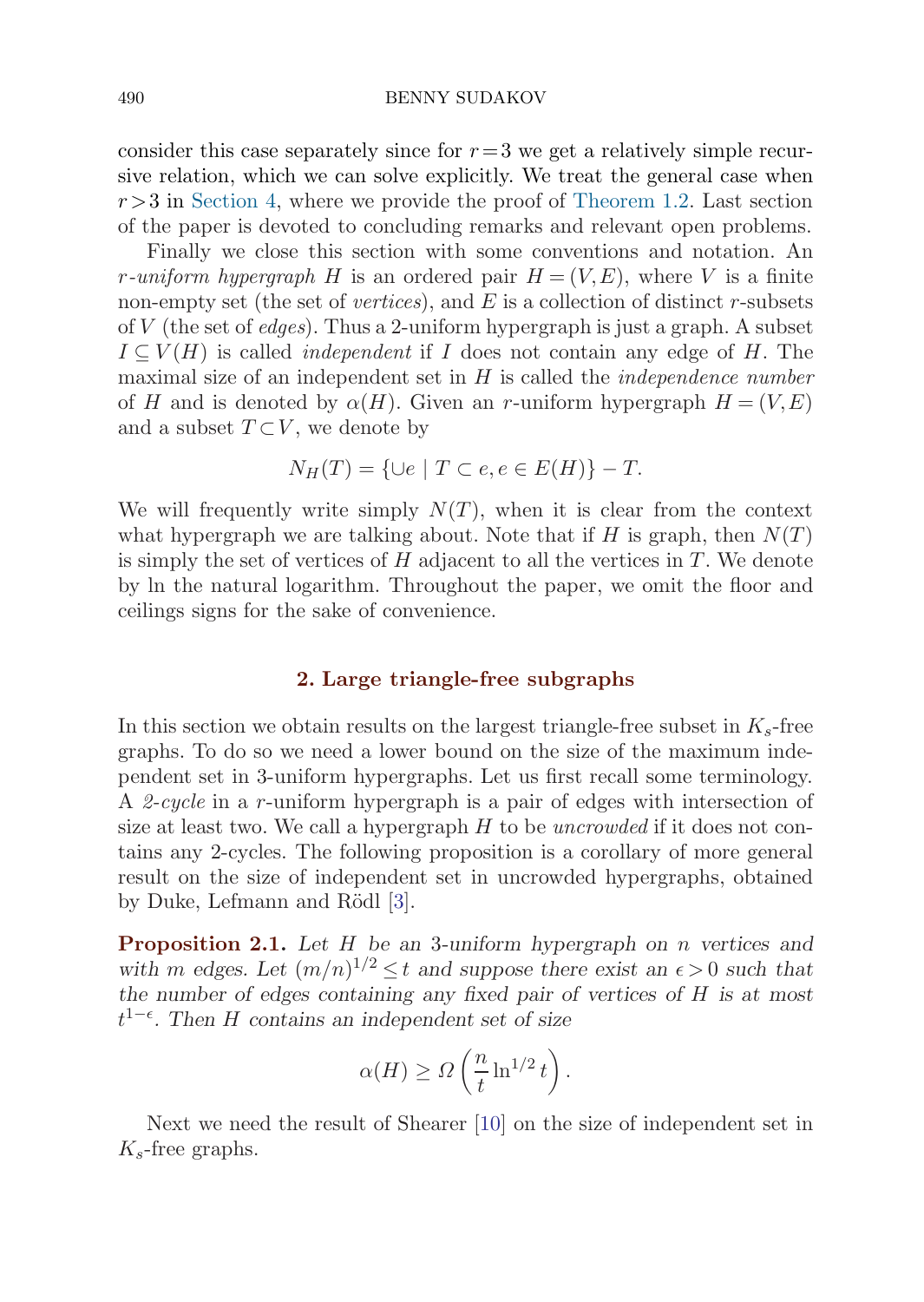consider this case separately since for $r=3$ we get a relatively simple recursive relation, which we can solve explicitly. We treat the general case when $r>3$ in Section 4, where we provide the proof of Theorem 1.2. Last section of the paper is devoted to concluding remarks and relevant open problems.

Finally we close this section with some conventions and notation. An *$r$-uniform hypergraph* $H$ is an ordered pair $H=(V,E)$, where $V$ is a finite non-empty set (the set of *vertices*), and $E$ is a collection of distinct $r$-subsets of $V$ (the set of *edges*). Thus a 2-uniform hypergraph is just a graph. A subset $I \subseteq V(H)$ is called *independent* if $I$ does not contain any edge of $H$. The maximal size of an independent set in $H$ is called the *independence number* of $H$ and is denoted by $\alpha(H)$. Given an $r$-uniform hypergraph $H=(V,E)$ and a subset $T \subset V$, we denote by

$$N_H(T) = \{\cup e \mid T \subset e, e \in E(H)\} - T.$$

We will frequently write simply $N(T)$, when it is clear from the context what hypergraph we are talking about. Note that if $H$ is graph, then $N(T)$ is simply the set of vertices of $H$ adjacent to all the vertices in $T$. We denote by ln the natural logarithm. Throughout the paper, we omit the floor and ceilings signs for the sake of convenience.

## 2. Large triangle-free subgraphs

In this section we obtain results on the largest triangle-free subset in $K_s$-free graphs. To do so we need a lower bound on the size of the maximum independent set in 3-uniform hypergraphs. Let us first recall some terminology. A *2-cycle* in a $r$-uniform hypergraph is a pair of edges with intersection of size at least two. We call a hypergraph $H$ to be *uncrowded* if it does not contains any 2-cycles. The following proposition is a corollary of more general result on the size of independent set in uncrowded hypergraphs, obtained by Duke, Lefmann and Rödl [3].

**Proposition 2.1.** *Let $H$ be an 3-uniform hypergraph on $n$ vertices and with $m$ edges. Let $(m/n)^{1/2} \le t$ and suppose there exist an $\epsilon > 0$ such that the number of edges containing any fixed pair of vertices of $H$ is at most $t^{1-\epsilon}$. Then $H$ contains an independent set of size*

$$\alpha(H) \ge \Omega\left(\frac{n}{t}\ln^{1/2} t\right).$$

Next we need the result of Shearer [10] on the size of independent set in $K_s$-free graphs.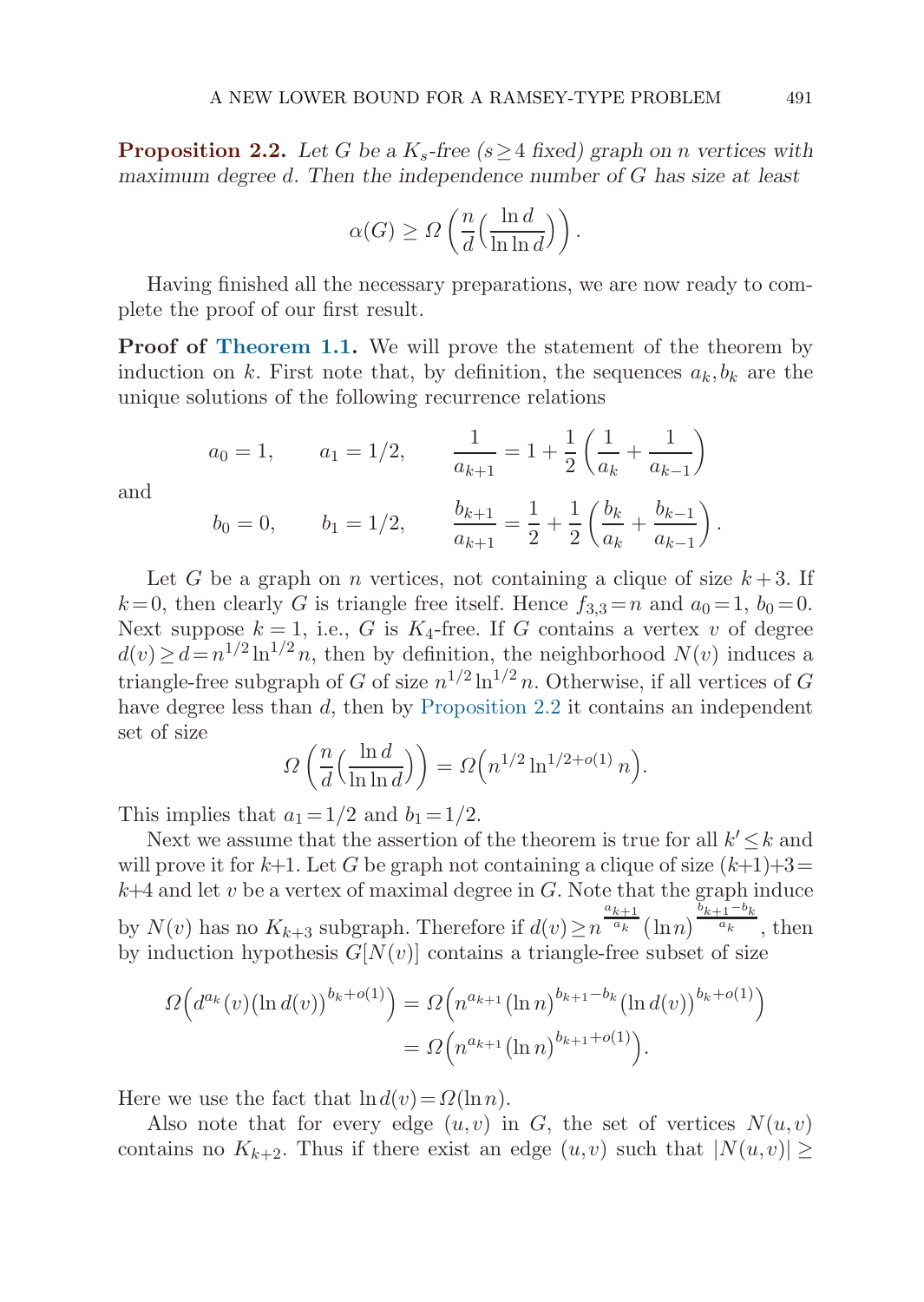**Proposition 2.2.** *Let $G$ be a $K_s$-free ($s \geq 4$ fixed) graph on $n$ vertices with maximum degree $d$. Then the independence number of $G$ has size at least*

$$\alpha(G) \geq \Omega\left(\frac{n}{d}\Big(\frac{\ln d}{\ln\ln d}\Big)\right).$$

Having finished all the necessary preparations, we are now ready to complete the proof of our first result.

**Proof of Theorem 1.1.** We will prove the statement of the theorem by induction on $k$. First note that, by definition, the sequences $a_k, b_k$ are the unique solutions of the following recurrence relations

$$a_0 = 1, \qquad a_1 = 1/2, \qquad \frac{1}{a_{k+1}} = 1 + \frac{1}{2}\left(\frac{1}{a_k} + \frac{1}{a_{k-1}}\right)$$

and

$$b_0 = 0, \qquad b_1 = 1/2, \qquad \frac{b_{k+1}}{a_{k+1}} = \frac{1}{2} + \frac{1}{2}\left(\frac{b_k}{a_k} + \frac{b_{k-1}}{a_{k-1}}\right).$$

Let $G$ be a graph on $n$ vertices, not containing a clique of size $k+3$. If $k=0$, then clearly $G$ is triangle free itself. Hence $f_{3,3} = n$ and $a_0 = 1$, $b_0 = 0$. Next suppose $k = 1$, i.e., $G$ is $K_4$-free. If $G$ contains a vertex $v$ of degree $d(v) \geq d = n^{1/2}\ln^{1/2} n$, then by definition, the neighborhood $N(v)$ induces a triangle-free subgraph of $G$ of size $n^{1/2}\ln^{1/2} n$. Otherwise, if all vertices of $G$ have degree less than $d$, then by Proposition 2.2 it contains an independent set of size

$$\Omega\left(\frac{n}{d}\Big(\frac{\ln d}{\ln\ln d}\Big)\right) = \Omega\Big(n^{1/2}\ln^{1/2+o(1)} n\Big).$$

This implies that $a_1 = 1/2$ and $b_1 = 1/2$.

Next we assume that the assertion of the theorem is true for all $k' \leq k$ and will prove it for $k+1$. Let $G$ be graph not containing a clique of size $(k+1)+3 = k+4$ and let $v$ be a vertex of maximal degree in $G$. Note that the graph induce by $N(v)$ has no $K_{k+3}$ subgraph. Therefore if $d(v) \geq n^{\frac{a_{k+1}}{a_k}} (\ln n)^{\frac{b_{k+1}-b_k}{a_k}}$, then by induction hypothesis $G[N(v)]$ contains a triangle-free subset of size

$$\Omega\Big(d^{a_k}(v)\big(\ln d(v)\big)^{b_k+o(1)}\Big) = \Omega\Big(n^{a_{k+1}}\big(\ln n\big)^{b_{k+1}-b_k}\big(\ln d(v)\big)^{b_k+o(1)}\Big)$$
$$= \Omega\Big(n^{a_{k+1}}\big(\ln n\big)^{b_{k+1}+o(1)}\Big).$$

Here we use the fact that $\ln d(v) = \Omega(\ln n)$.

Also note that for every edge $(u,v)$ in $G$, the set of vertices $N(u,v)$ contains no $K_{k+2}$. Thus if there exist an edge $(u,v)$ such that $|N(u,v)| \geq$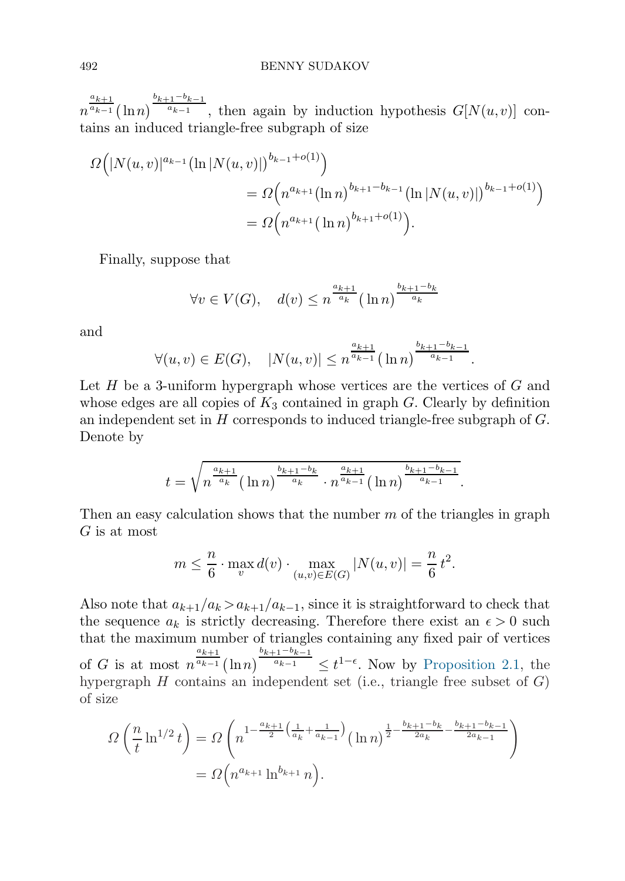$n^{\frac{a_{k+1}}{a_{k-1}}}\big(\ln n\big)^{\frac{b_{k+1}-b_{k-1}}{a_{k-1}}}$, then again by induction hypothesis $G[N(u,v)]$ contains an induced triangle-free subgraph of size

$$\begin{aligned}
\Omega\Big(|N(u,v)|^{a_{k-1}}\big(\ln|N(u,v)|\big)^{b_{k-1}+o(1)}\Big) \\
&= \Omega\Big(n^{a_{k+1}}\big(\ln n\big)^{b_{k+1}-b_{k-1}}\big(\ln|N(u,v)|\big)^{b_{k-1}+o(1)}\Big) \\
&= \Omega\Big(n^{a_{k+1}}\big(\ln n\big)^{b_{k+1}+o(1)}\Big).
\end{aligned}$$

Finally, suppose that

$$\forall v\in V(G),\quad d(v)\le n^{\frac{a_{k+1}}{a_k}}\big(\ln n\big)^{\frac{b_{k+1}-b_k}{a_k}}$$

and

$$\forall (u,v)\in E(G),\quad |N(u,v)|\le n^{\frac{a_{k+1}}{a_{k-1}}}\big(\ln n\big)^{\frac{b_{k+1}-b_{k-1}}{a_{k-1}}}.$$

Let $H$ be a 3-uniform hypergraph whose vertices are the vertices of $G$ and whose edges are all copies of $K_3$ contained in graph $G$. Clearly by definition an independent set in $H$ corresponds to induced triangle-free subgraph of $G$. Denote by

$$t=\sqrt{n^{\frac{a_{k+1}}{a_k}}\big(\ln n\big)^{\frac{b_{k+1}-b_k}{a_k}}\cdot n^{\frac{a_{k+1}}{a_{k-1}}}\big(\ln n\big)^{\frac{b_{k+1}-b_{k-1}}{a_{k-1}}}}.$$

Then an easy calculation shows that the number $m$ of the triangles in graph $G$ is at most

$$m\le \frac{n}{6}\cdot\max_v d(v)\cdot\max_{(u,v)\in E(G)}|N(u,v)|=\frac{n}{6}\,t^2.$$

Also note that $a_{k+1}/a_k > a_{k+1}/a_{k-1}$, since it is straightforward to check that the sequence $a_k$ is strictly decreasing. Therefore there exist an $\epsilon>0$ such that the maximum number of triangles containing any fixed pair of vertices of $G$ is at most $n^{\frac{a_{k+1}}{a_{k-1}}}\big(\ln n\big)^{\frac{b_{k+1}-b_{k-1}}{a_{k-1}}}\le t^{1-\epsilon}$. Now by Proposition 2.1, the hypergraph $H$ contains an independent set (i.e., triangle free subset of $G$) of size

$$\begin{aligned}
\Omega\left(\frac{n}{t}\ln^{1/2}t\right) &= \Omega\left(n^{1-\frac{a_{k+1}}{2}\left(\frac{1}{a_k}+\frac{1}{a_{k-1}}\right)}\big(\ln n\big)^{\frac{1}{2}-\frac{b_{k+1}-b_k}{2a_k}-\frac{b_{k+1}-b_{k-1}}{2a_{k-1}}}\right) \\
&= \Omega\Big(n^{a_{k+1}}\ln^{b_{k+1}}n\Big).
\end{aligned}$$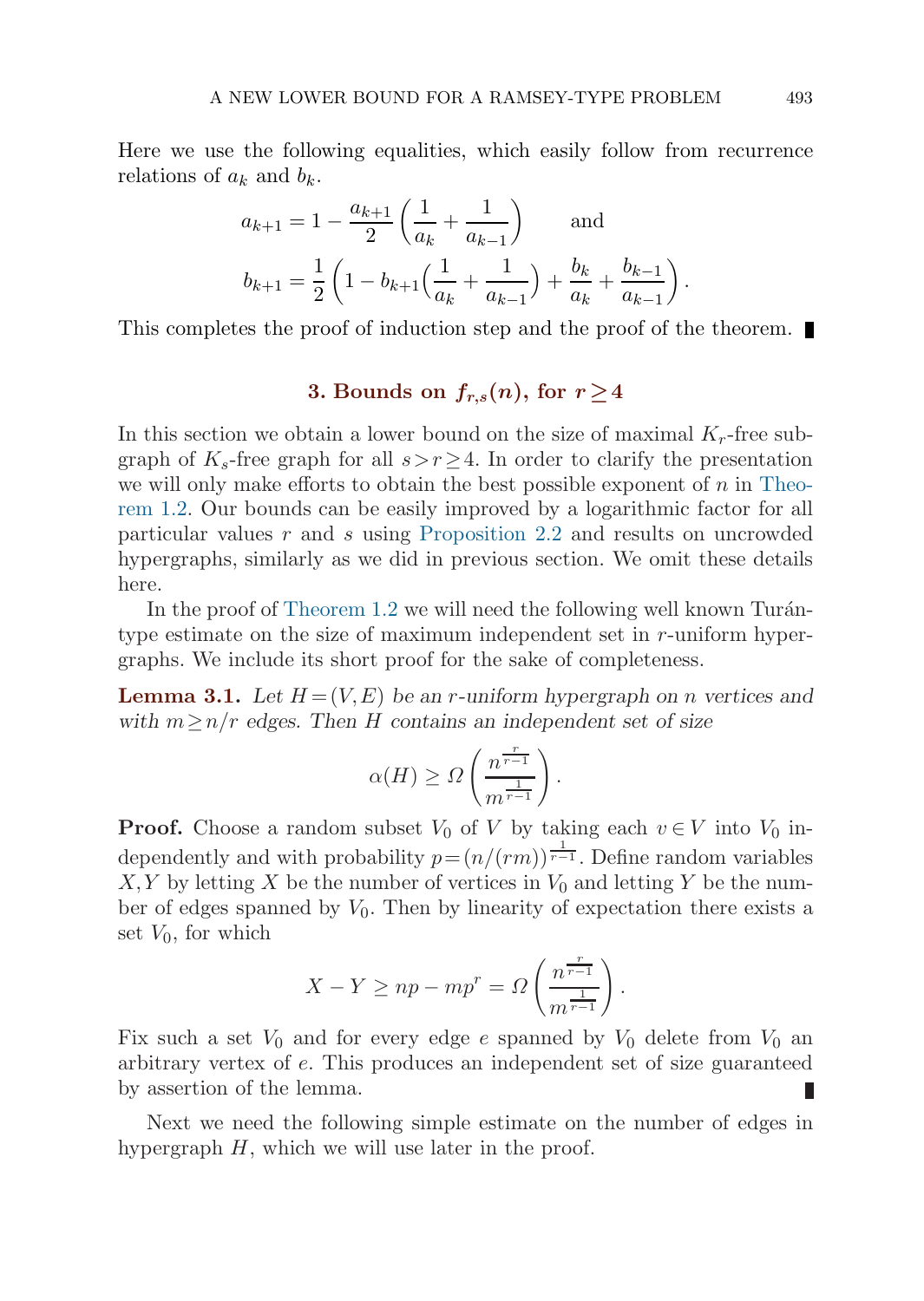Here we use the following equalities, which easily follow from recurrence relations of $a_k$ and $b_k$.

$$a_{k+1} = 1 - \frac{a_{k+1}}{2}\left(\frac{1}{a_k} + \frac{1}{a_{k-1}}\right) \qquad \text{and}$$

$$b_{k+1} = \frac{1}{2}\left(1 - b_{k+1}\Big(\frac{1}{a_k} + \frac{1}{a_{k-1}}\Big) + \frac{b_k}{a_k} + \frac{b_{k-1}}{a_{k-1}}\right).$$

This completes the proof of induction step and the proof of the theorem. ∎

## 3. Bounds on $f_{r,s}(n)$, for $r \geq 4$

In this section we obtain a lower bound on the size of maximal $K_r$-free subgraph of $K_s$-free graph for all $s > r \geq 4$. In order to clarify the presentation we will only make efforts to obtain the best possible exponent of $n$ in Theorem 1.2. Our bounds can be easily improved by a logarithmic factor for all particular values $r$ and $s$ using Proposition 2.2 and results on uncrowded hypergraphs, similarly as we did in previous section. We omit these details here.

In the proof of Theorem 1.2 we will need the following well known Turán-type estimate on the size of maximum independent set in $r$-uniform hypergraphs. We include its short proof for the sake of completeness.

**Lemma 3.1.** *Let $H = (V, E)$ be an $r$-uniform hypergraph on $n$ vertices and with $m \geq n/r$ edges. Then $H$ contains an independent set of size*

$$\alpha(H) \geq \Omega\left(\frac{n^{\frac{r}{r-1}}}{m^{\frac{1}{r-1}}}\right).$$

**Proof.** Choose a random subset $V_0$ of $V$ by taking each $v \in V$ into $V_0$ independently and with probability $p = (n/(rm))^{\frac{1}{r-1}}$. Define random variables $X, Y$ by letting $X$ be the number of vertices in $V_0$ and letting $Y$ be the number of edges spanned by $V_0$. Then by linearity of expectation there exists a set $V_0$, for which

$$X - Y \geq np - mp^r = \Omega\left(\frac{n^{\frac{r}{r-1}}}{m^{\frac{1}{r-1}}}\right).$$

Fix such a set $V_0$ and for every edge $e$ spanned by $V_0$ delete from $V_0$ an arbitrary vertex of $e$. This produces an independent set of size guaranteed by assertion of the lemma. ∎

Next we need the following simple estimate on the number of edges in hypergraph $H$, which we will use later in the proof.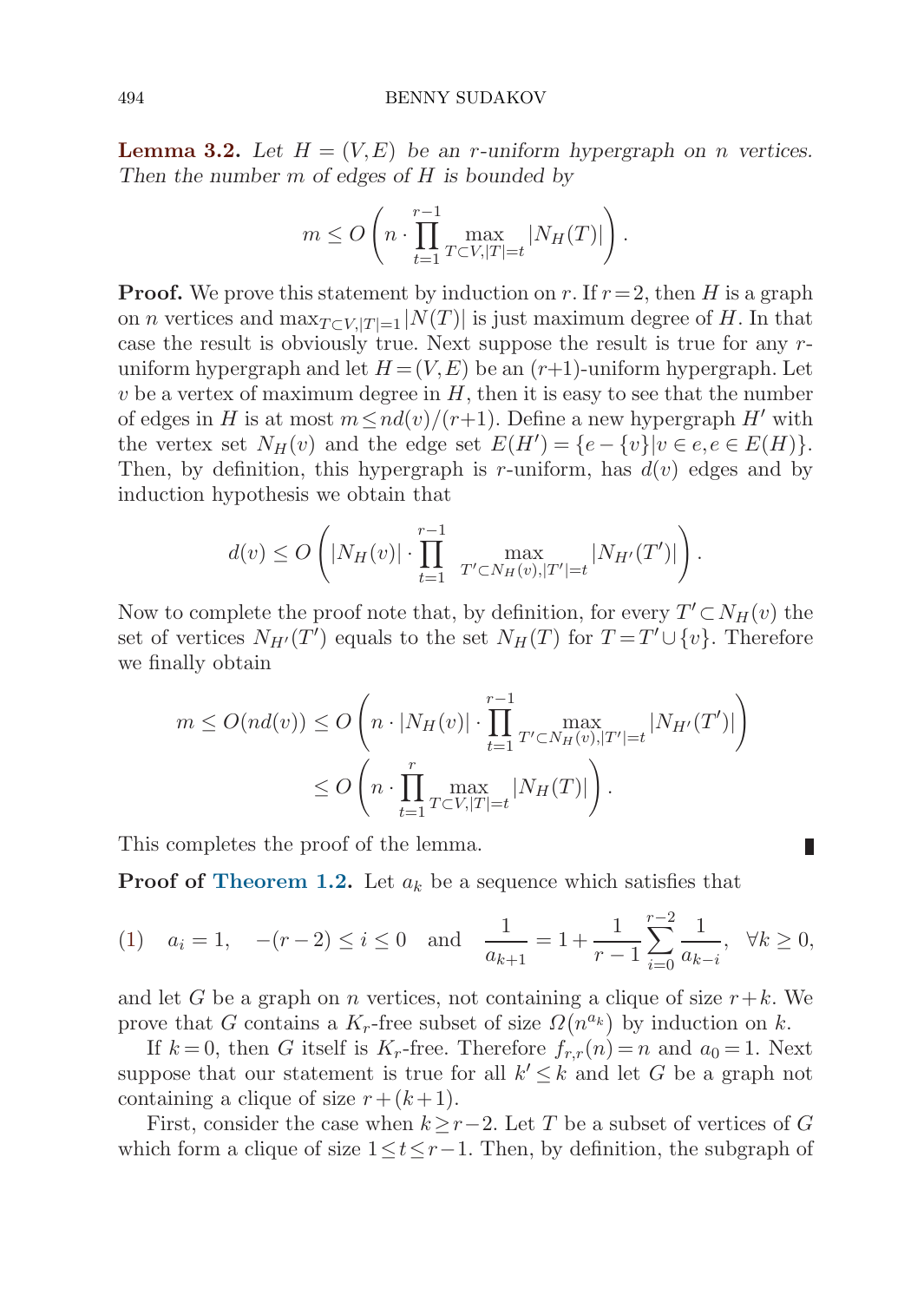**Lemma 3.2.** *Let $H=(V,E)$ be an $r$-uniform hypergraph on $n$ vertices. Then the number $m$ of edges of $H$ is bounded by*

$$m \leq O\left(n \cdot \prod_{t=1}^{r-1} \max_{T\subset V, |T|=t} |N_H(T)|\right).$$

**Proof.** We prove this statement by induction on $r$. If $r=2$, then $H$ is a graph on $n$ vertices and $\max_{T\subset V,|T|=1}|N(T)|$ is just maximum degree of $H$. In that case the result is obviously true. Next suppose the result is true for any $r$-uniform hypergraph and let $H=(V,E)$ be an $(r+1)$-uniform hypergraph. Let $v$ be a vertex of maximum degree in $H$, then it is easy to see that the number of edges in $H$ is at most $m \leq nd(v)/(r+1)$. Define a new hypergraph $H'$ with the vertex set $N_H(v)$ and the edge set $E(H') = \{e - \{v\} | v \in e, e \in E(H)\}$. Then, by definition, this hypergraph is $r$-uniform, has $d(v)$ edges and by induction hypothesis we obtain that

$$d(v) \leq O\left(|N_H(v)| \cdot \prod_{t=1}^{r-1} \max_{T'\subset N_H(v), |T'|=t} |N_{H'}(T')|\right).$$

Now to complete the proof note that, by definition, for every $T' \subset N_H(v)$ the set of vertices $N_{H'}(T')$ equals to the set $N_H(T)$ for $T = T' \cup \{v\}$. Therefore we finally obtain

$$\begin{aligned} m \leq O(nd(v)) &\leq O\left(n \cdot |N_H(v)| \cdot \prod_{t=1}^{r-1} \max_{T'\subset N_H(v), |T'|=t} |N_{H'}(T')|\right) \\ &\leq O\left(n \cdot \prod_{t=1}^{r} \max_{T\subset V, |T|=t} |N_H(T)|\right). \end{aligned}$$

This completes the proof of the lemma. ∎

**Proof of Theorem 1.2.** Let $a_k$ be a sequence which satisfies that

$$(1) \quad a_i = 1, \quad -(r-2) \leq i \leq 0 \quad \text{and} \quad \frac{1}{a_{k+1}} = 1 + \frac{1}{r-1}\sum_{i=0}^{r-2} \frac{1}{a_{k-i}}, \quad \forall k \geq 0,$$

and let $G$ be a graph on $n$ vertices, not containing a clique of size $r+k$. We prove that $G$ contains a $K_r$-free subset of size $\Omega(n^{a_k})$ by induction on $k$.

If $k=0$, then $G$ itself is $K_r$-free. Therefore $f_{r,r}(n)=n$ and $a_0=1$. Next suppose that our statement is true for all $k' \leq k$ and let $G$ be a graph not containing a clique of size $r+(k+1)$.

First, consider the case when $k \geq r-2$. Let $T$ be a subset of vertices of $G$ which form a clique of size $1 \leq t \leq r-1$. Then, by definition, the subgraph of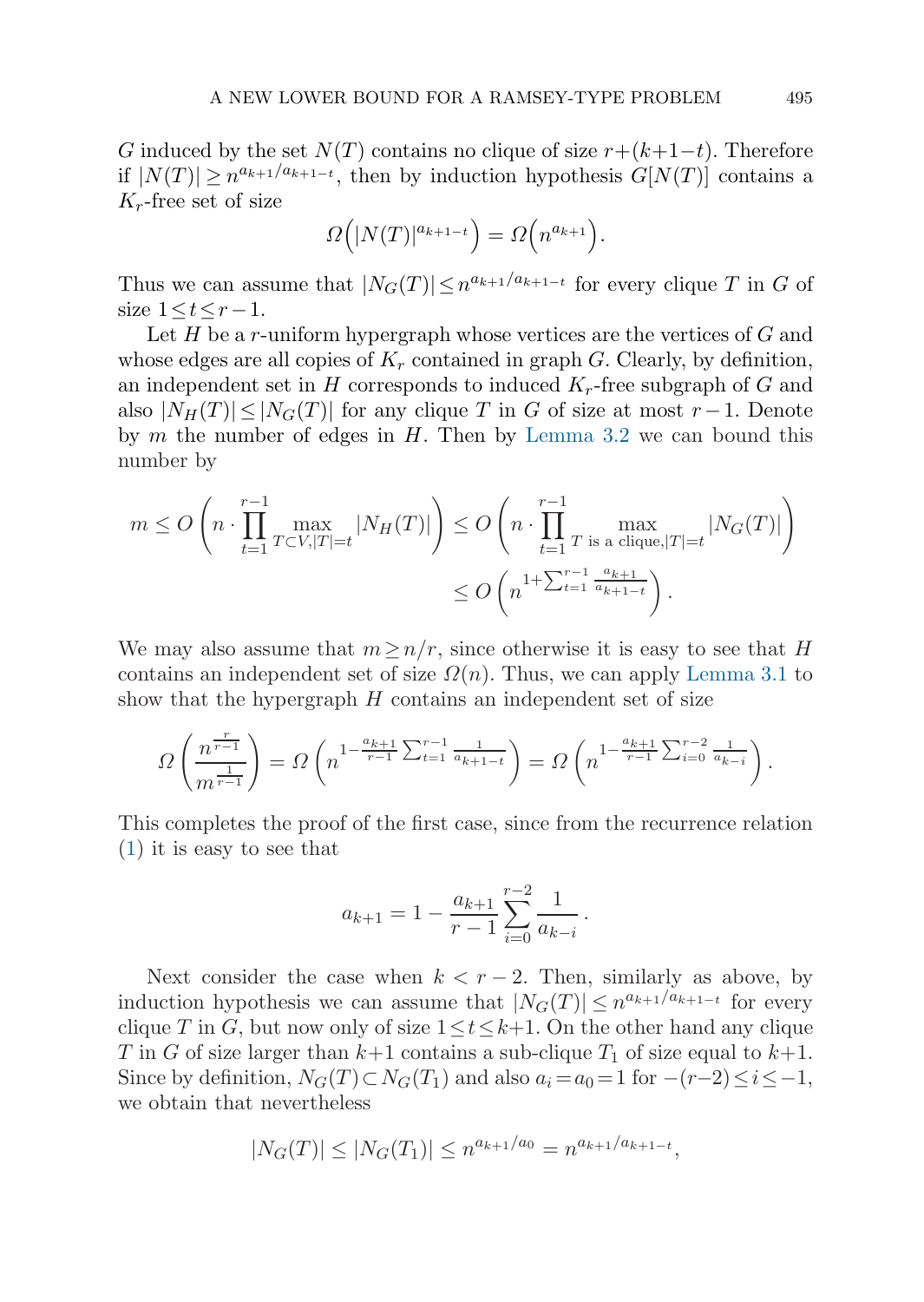$G$ induced by the set $N(T)$ contains no clique of size $r+(k+1-t)$. Therefore if $|N(T)| \geq n^{a_{k+1}/a_{k+1-t}}$, then by induction hypothesis $G[N(T)]$ contains a $K_r$-free set of size

$$\Omega\Big(|N(T)|^{a_{k+1-t}}\Big) = \Omega\Big(n^{a_{k+1}}\Big).$$

Thus we can assume that $|N_G(T)| \leq n^{a_{k+1}/a_{k+1-t}}$ for every clique $T$ in $G$ of size $1 \leq t \leq r-1$.

Let $H$ be a $r$-uniform hypergraph whose vertices are the vertices of $G$ and whose edges are all copies of $K_r$ contained in graph $G$. Clearly, by definition, an independent set in $H$ corresponds to induced $K_r$-free subgraph of $G$ and also $|N_H(T)| \leq |N_G(T)|$ for any clique $T$ in $G$ of size at most $r-1$. Denote by $m$ the number of edges in $H$. Then by Lemma 3.2 we can bound this number by

$$m \leq O\left(n \cdot \prod_{t=1}^{r-1} \max_{T \subset V, |T|=t} |N_H(T)|\right) \leq O\left(n \cdot \prod_{t=1}^{r-1} \max_{T \text{ is a clique}, |T|=t} |N_G(T)|\right)$$
$$\leq O\left(n^{1+\sum_{t=1}^{r-1} \frac{a_{k+1}}{a_{k+1-t}}}\right).$$

We may also assume that $m \geq n/r$, since otherwise it is easy to see that $H$ contains an independent set of size $\Omega(n)$. Thus, we can apply Lemma 3.1 to show that the hypergraph $H$ contains an independent set of size

$$\Omega\left(\frac{n^{\frac{r}{r-1}}}{m^{\frac{1}{r-1}}}\right) = \Omega\left(n^{1-\frac{a_{k+1}}{r-1}\sum_{t=1}^{r-1}\frac{1}{a_{k+1-t}}}\right) = \Omega\left(n^{1-\frac{a_{k+1}}{r-1}\sum_{i=0}^{r-2}\frac{1}{a_{k-i}}}\right).$$

This completes the proof of the first case, since from the recurrence relation (1) it is easy to see that

$$a_{k+1} = 1 - \frac{a_{k+1}}{r-1}\sum_{i=0}^{r-2}\frac{1}{a_{k-i}}.$$

Next consider the case when $k < r-2$. Then, similarly as above, by induction hypothesis we can assume that $|N_G(T)| \leq n^{a_{k+1}/a_{k+1-t}}$ for every clique $T$ in $G$, but now only of size $1 \leq t \leq k+1$. On the other hand any clique $T$ in $G$ of size larger than $k+1$ contains a sub-clique $T_1$ of size equal to $k+1$. Since by definition, $N_G(T) \subset N_G(T_1)$ and also $a_i = a_0 = 1$ for $-(r-2) \leq i \leq -1$, we obtain that nevertheless

$$|N_G(T)| \leq |N_G(T_1)| \leq n^{a_{k+1}/a_0} = n^{a_{k+1}/a_{k+1-t}},$$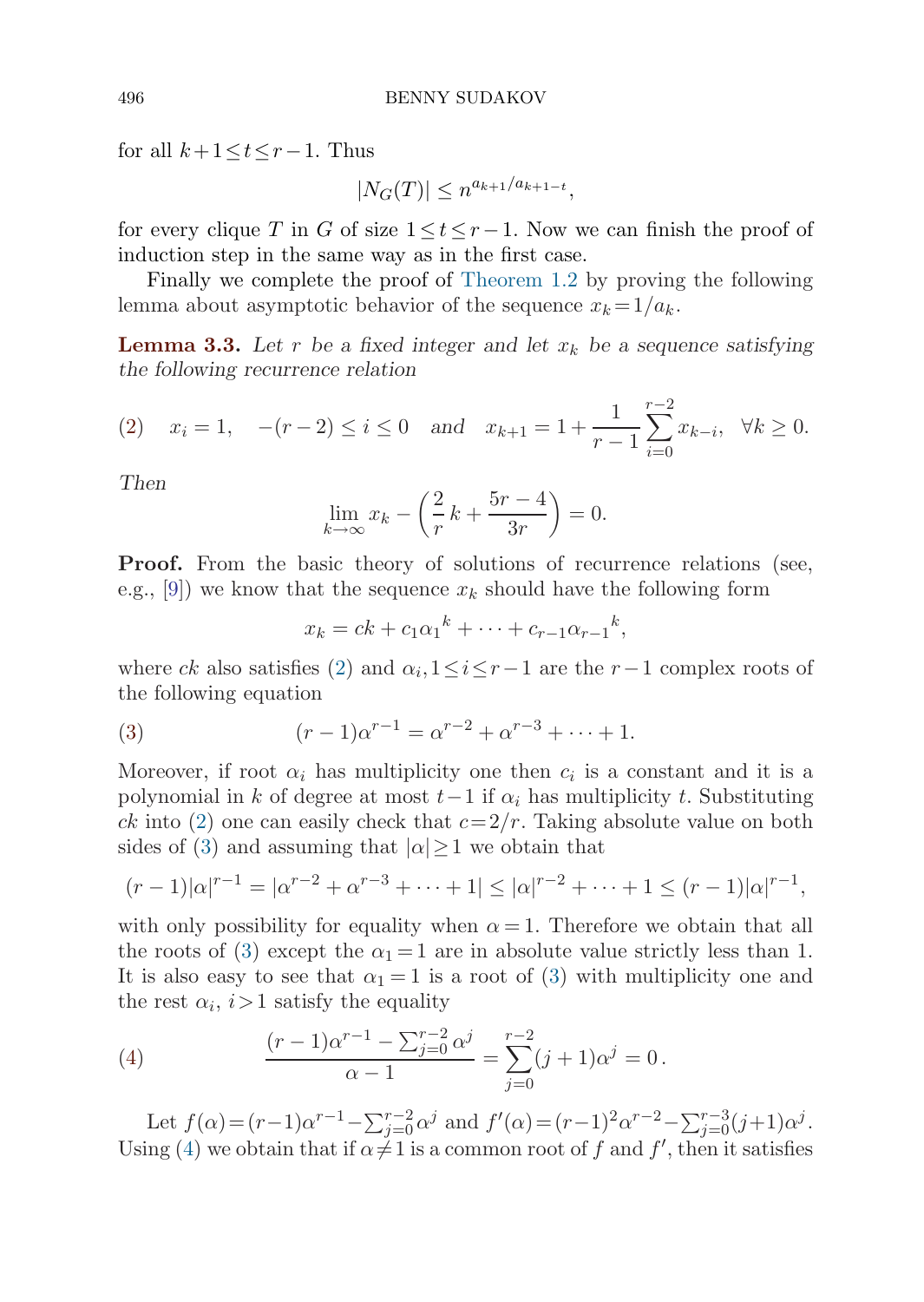for all $k+1 \le t \le r-1$. Thus

$$|N_G(T)| \le n^{a_{k+1}/a_{k+1-t}},$$

for every clique $T$ in $G$ of size $1 \le t \le r-1$. Now we can finish the proof of induction step in the same way as in the first case.

Finally we complete the proof of Theorem 1.2 by proving the following lemma about asymptotic behavior of the sequence $x_k = 1/a_k$.

**Lemma 3.3.** *Let $r$ be a fixed integer and let $x_k$ be a sequence satisfying the following recurrence relation*

$$(2) \quad x_i = 1, \quad -(r-2) \le i \le 0 \quad \text{and} \quad x_{k+1} = 1 + \frac{1}{r-1}\sum_{i=0}^{r-2} x_{k-i}, \quad \forall k \ge 0.$$

*Then*

$$\lim_{k\to\infty} x_k - \left(\frac{2}{r}k + \frac{5r-4}{3r}\right) = 0.$$

**Proof.** From the basic theory of solutions of recurrence relations (see, e.g., [9]) we know that the sequence $x_k$ should have the following form

$$x_k = ck + c_1{\alpha_1}^k + \cdots + c_{r-1}{\alpha_{r-1}}^k,$$

where $ck$ also satisfies (2) and $\alpha_i, 1 \le i \le r-1$ are the $r-1$ complex roots of the following equation

$$(3) \qquad (r-1)\alpha^{r-1} = \alpha^{r-2} + \alpha^{r-3} + \cdots + 1.$$

Moreover, if root $\alpha_i$ has multiplicity one then $c_i$ is a constant and it is a polynomial in $k$ of degree at most $t-1$ if $\alpha_i$ has multiplicity $t$. Substituting $ck$ into (2) one can easily check that $c = 2/r$. Taking absolute value on both sides of (3) and assuming that $|\alpha| \ge 1$ we obtain that

$$(r-1)|\alpha|^{r-1} = |\alpha^{r-2} + \alpha^{r-3} + \cdots + 1| \le |\alpha|^{r-2} + \cdots + 1 \le (r-1)|\alpha|^{r-1},$$

with only possibility for equality when $\alpha = 1$. Therefore we obtain that all the roots of (3) except the $\alpha_1 = 1$ are in absolute value strictly less than 1. It is also easy to see that $\alpha_1 = 1$ is a root of (3) with multiplicity one and the rest $\alpha_i$, $i > 1$ satisfy the equality

$$(4) \qquad \frac{(r-1)\alpha^{r-1} - \sum_{j=0}^{r-2}\alpha^j}{\alpha - 1} = \sum_{j=0}^{r-2}(j+1)\alpha^j = 0\,.$$

Let $f(\alpha) = (r-1)\alpha^{r-1} - \sum_{j=0}^{r-2}\alpha^j$ and $f'(\alpha) = (r-1)^2\alpha^{r-2} - \sum_{j=0}^{r-3}(j+1)\alpha^j$. Using (4) we obtain that if $\alpha \ne 1$ is a common root of $f$ and $f'$, then it satisfies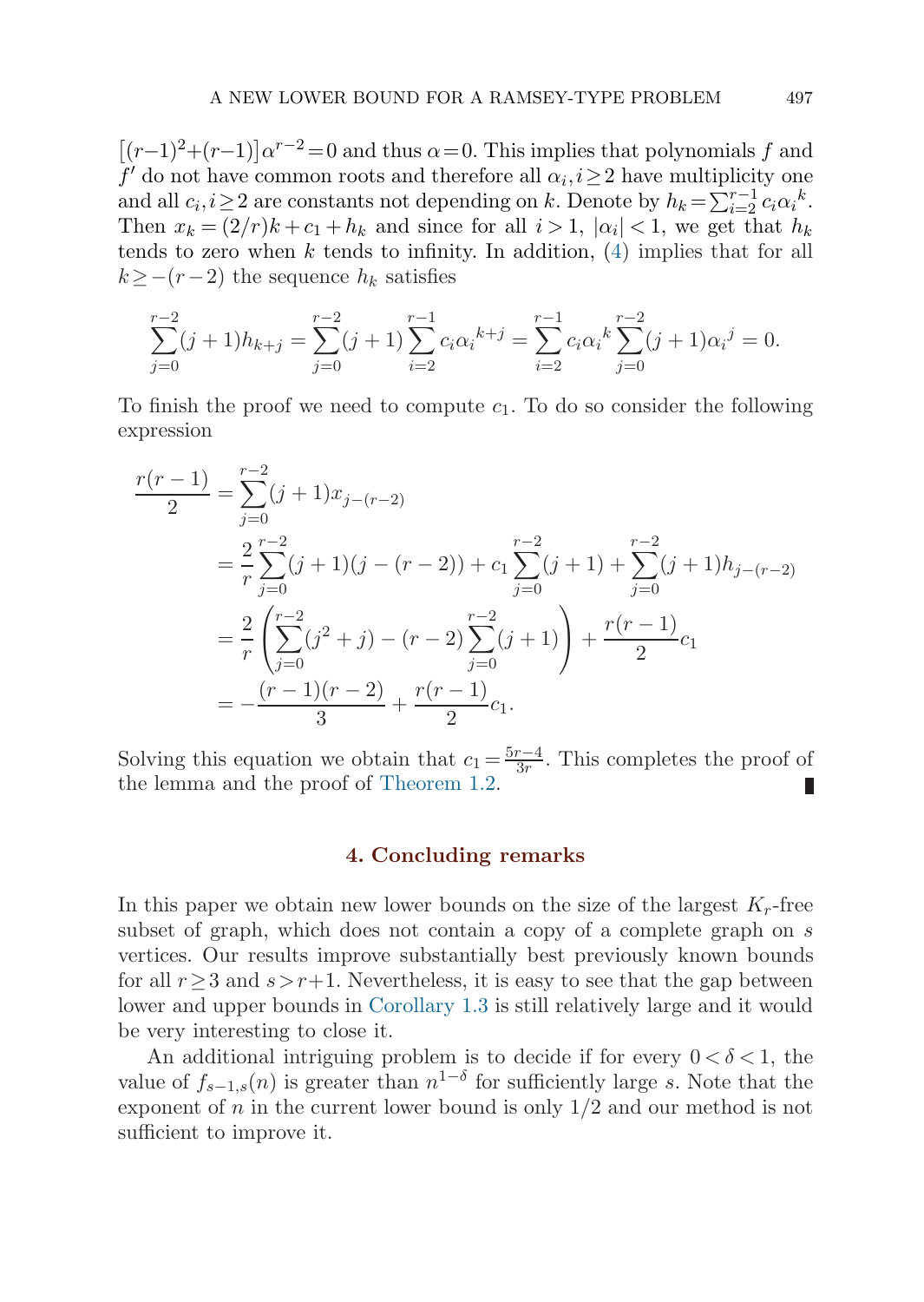$\left[(r-1)^2+(r-1)\right]\alpha^{r-2}=0$ and thus $\alpha=0$. This implies that polynomials $f$ and $f'$ do not have common roots and therefore all $\alpha_i, i\geq 2$ have multiplicity one and all $c_i, i\geq 2$ are constants not depending on $k$. Denote by $h_k=\sum_{i=2}^{r-1} c_i{\alpha_i}^k$. Then $x_k=(2/r)k+c_1+h_k$ and since for all $i>1$, $|\alpha_i|<1$, we get that $h_k$ tends to zero when $k$ tends to infinity. In addition, (4) implies that for all $k\geq -(r-2)$ the sequence $h_k$ satisfies

$$\sum_{j=0}^{r-2}(j+1)h_{k+j}=\sum_{j=0}^{r-2}(j+1)\sum_{i=2}^{r-1}c_i{\alpha_i}^{k+j}=\sum_{i=2}^{r-1}c_i{\alpha_i}^k\sum_{j=0}^{r-2}(j+1){\alpha_i}^j=0.$$

To finish the proof we need to compute $c_1$. To do so consider the following expression

$$\begin{aligned}
\frac{r(r-1)}{2} &= \sum_{j=0}^{r-2}(j+1)x_{j-(r-2)} \\
&= \frac{2}{r}\sum_{j=0}^{r-2}(j+1)(j-(r-2)) + c_1\sum_{j=0}^{r-2}(j+1) + \sum_{j=0}^{r-2}(j+1)h_{j-(r-2)} \\
&= \frac{2}{r}\left(\sum_{j=0}^{r-2}(j^2+j)-(r-2)\sum_{j=0}^{r-2}(j+1)\right) + \frac{r(r-1)}{2}c_1 \\
&= -\frac{(r-1)(r-2)}{3} + \frac{r(r-1)}{2}c_1.
\end{aligned}$$

Solving this equation we obtain that $c_1=\frac{5r-4}{3r}$. This completes the proof of the lemma and the proof of Theorem 1.2. ∎

## 4. Concluding remarks

In this paper we obtain new lower bounds on the size of the largest $K_r$-free subset of graph, which does not contain a copy of a complete graph on $s$ vertices. Our results improve substantially best previously known bounds for all $r\geq 3$ and $s>r+1$. Nevertheless, it is easy to see that the gap between lower and upper bounds in Corollary 1.3 is still relatively large and it would be very interesting to close it.

An additional intriguing problem is to decide if for every $0<\delta<1$, the value of $f_{s-1,s}(n)$ is greater than $n^{1-\delta}$ for sufficiently large $s$. Note that the exponent of $n$ in the current lower bound is only $1/2$ and our method is not sufficient to improve it.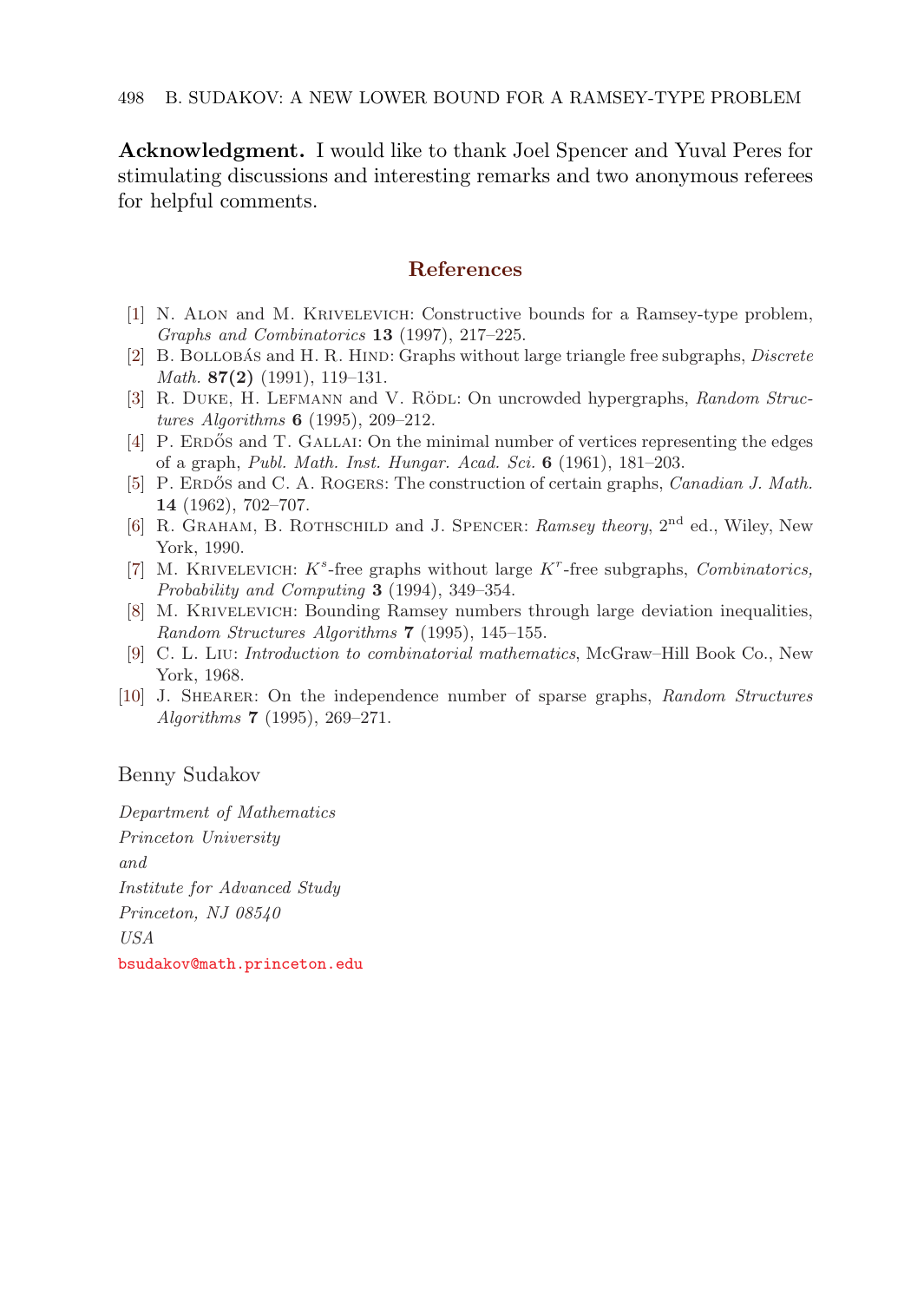**Acknowledgment.** I would like to thank Joel Spencer and Yuval Peres for stimulating discussions and interesting remarks and two anonymous referees for helpful comments.

## References

[1] N. Alon and M. Krivelevich: Constructive bounds for a Ramsey-type problem, *Graphs and Combinatorics* **13** (1997), 217–225.

[2] B. Bollobás and H. R. Hind: Graphs without large triangle free subgraphs, *Discrete Math.* **87(2)** (1991), 119–131.

[3] R. Duke, H. Lefmann and V. Rödl: On uncrowded hypergraphs, *Random Structures Algorithms* **6** (1995), 209–212.

[4] P. Erdős and T. Gallai: On the minimal number of vertices representing the edges of a graph, *Publ. Math. Inst. Hungar. Acad. Sci.* **6** (1961), 181–203.

[5] P. Erdős and C. A. Rogers: The construction of certain graphs, *Canadian J. Math.* **14** (1962), 702–707.

[6] R. Graham, B. Rothschild and J. Spencer: *Ramsey theory*, 2nd ed., Wiley, New York, 1990.

[7] M. Krivelevich: $K^s$-free graphs without large $K^r$-free subgraphs, *Combinatorics, Probability and Computing* **3** (1994), 349–354.

[8] M. Krivelevich: Bounding Ramsey numbers through large deviation inequalities, *Random Structures Algorithms* **7** (1995), 145–155.

[9] C. L. Liu: *Introduction to combinatorial mathematics*, McGraw–Hill Book Co., New York, 1968.

[10] J. Shearer: On the independence number of sparse graphs, *Random Structures Algorithms* **7** (1995), 269–271.

Benny Sudakov

*Department of Mathematics*
*Princeton University*
*and*
*Institute for Advanced Study*
*Princeton, NJ 08540*
*USA*
bsudakov@math.princeton.edu